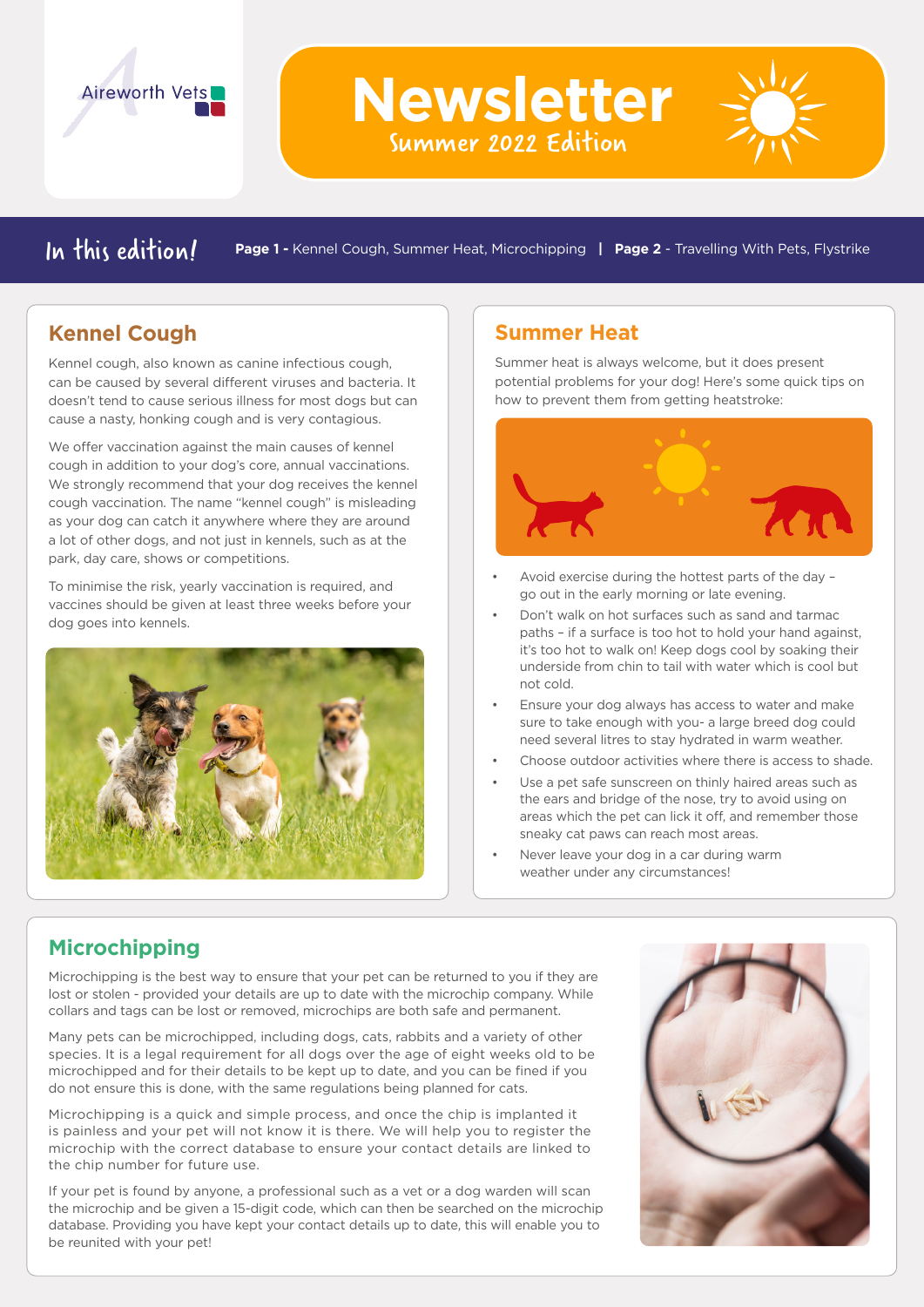Aireworth Vets

# Newsletter

Summer 2022 Edition

**In this edition!** **Page 1 -** Kennel Cough, Summer Heat, Microchipping | **Page 2** - Travelling With Pets, Flystrike

## Kennel Cough

Kennel cough, also known as canine infectious cough, can be caused by several different viruses and bacteria. It doesn't tend to cause serious illness for most dogs but can cause a nasty, honking cough and is very contagious.

We offer vaccination against the main causes of kennel cough in addition to your dog's core, annual vaccinations. We strongly recommend that your dog receives the kennel cough vaccination. The name "kennel cough" is misleading as your dog can catch it anywhere where they are around a lot of other dogs, and not just in kennels, such as at the park, day care, shows or competitions.

To minimise the risk, yearly vaccination is required, and vaccines should be given at least three weeks before your dog goes into kennels.

## Summer Heat

Summer heat is always welcome, but it does present potential problems for your dog! Here's some quick tips on how to prevent them from getting heatstroke:

- Avoid exercise during the hottest parts of the day – go out in the early morning or late evening.
- Don't walk on hot surfaces such as sand and tarmac paths – if a surface is too hot to hold your hand against, it's too hot to walk on! Keep dogs cool by soaking their underside from chin to tail with water which is cool but not cold.
- Ensure your dog always has access to water and make sure to take enough with you- a large breed dog could need several litres to stay hydrated in warm weather.
- Choose outdoor activities where there is access to shade.
- Use a pet safe sunscreen on thinly haired areas such as the ears and bridge of the nose, try to avoid using on areas which the pet can lick it off, and remember those sneaky cat paws can reach most areas.
- Never leave your dog in a car during warm weather under any circumstances!

## Microchipping

Microchipping is the best way to ensure that your pet can be returned to you if they are lost or stolen - provided your details are up to date with the microchip company. While collars and tags can be lost or removed, microchips are both safe and permanent.

Many pets can be microchipped, including dogs, cats, rabbits and a variety of other species. It is a legal requirement for all dogs over the age of eight weeks old to be microchipped and for their details to be kept up to date, and you can be fined if you do not ensure this is done, with the same regulations being planned for cats.

Microchipping is a quick and simple process, and once the chip is implanted it is painless and your pet will not know it is there. We will help you to register the microchip with the correct database to ensure your contact details are linked to the chip number for future use.

If your pet is found by anyone, a professional such as a vet or a dog warden will scan the microchip and be given a 15-digit code, which can then be searched on the microchip database. Providing you have kept your contact details up to date, this will enable you to be reunited with your pet!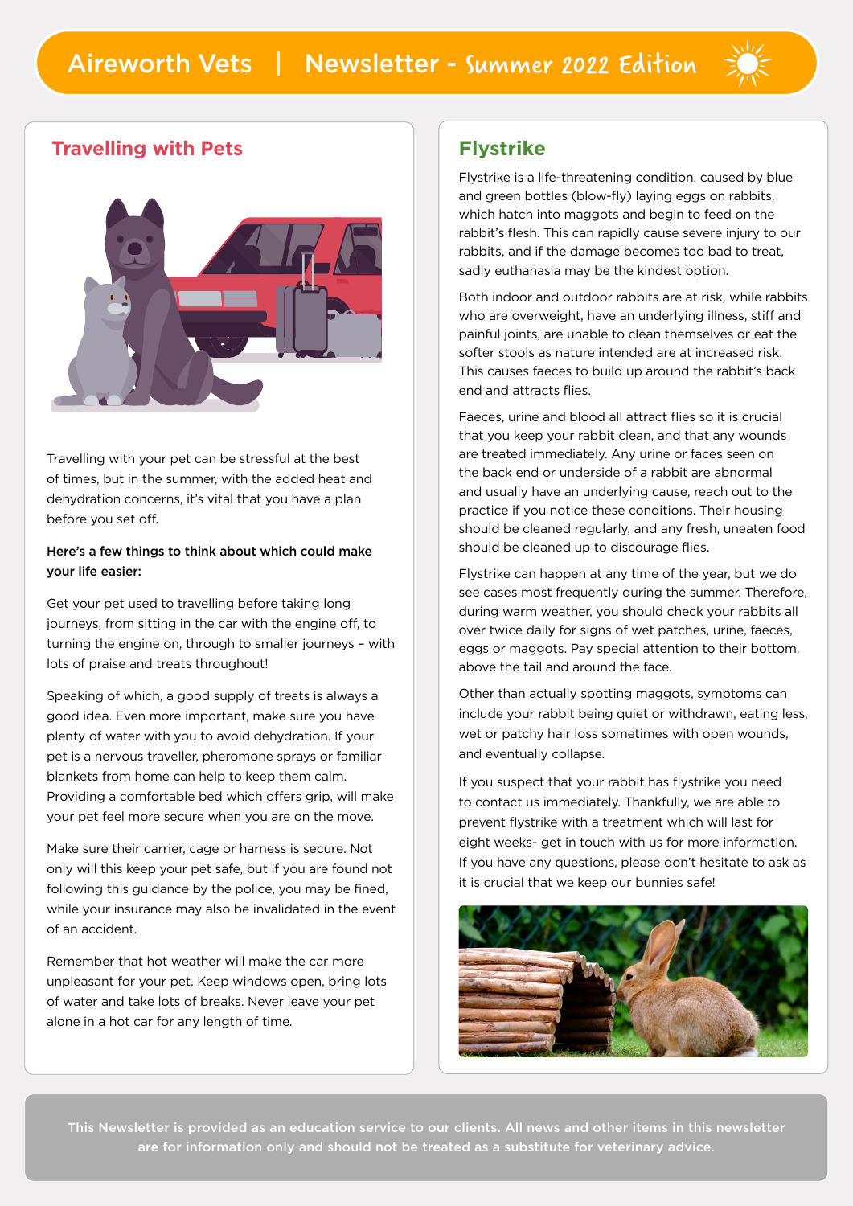# Aireworth Vets | Newsletter - Summer 2022 Edition

## Travelling with Pets

Travelling with your pet can be stressful at the best of times, but in the summer, with the added heat and dehydration concerns, it's vital that you have a plan before you set off.

**Here's a few things to think about which could make your life easier:**

Get your pet used to travelling before taking long journeys, from sitting in the car with the engine off, to turning the engine on, through to smaller journeys – with lots of praise and treats throughout!

Speaking of which, a good supply of treats is always a good idea. Even more important, make sure you have plenty of water with you to avoid dehydration. If your pet is a nervous traveller, pheromone sprays or familiar blankets from home can help to keep them calm. Providing a comfortable bed which offers grip, will make your pet feel more secure when you are on the move.

Make sure their carrier, cage or harness is secure. Not only will this keep your pet safe, but if you are found not following this guidance by the police, you may be fined, while your insurance may also be invalidated in the event of an accident.

Remember that hot weather will make the car more unpleasant for your pet. Keep windows open, bring lots of water and take lots of breaks. Never leave your pet alone in a hot car for any length of time.

## Flystrike

Flystrike is a life-threatening condition, caused by blue and green bottles (blow-fly) laying eggs on rabbits, which hatch into maggots and begin to feed on the rabbit's flesh. This can rapidly cause severe injury to our rabbits, and if the damage becomes too bad to treat, sadly euthanasia may be the kindest option.

Both indoor and outdoor rabbits are at risk, while rabbits who are overweight, have an underlying illness, stiff and painful joints, are unable to clean themselves or eat the softer stools as nature intended are at increased risk. This causes faeces to build up around the rabbit's back end and attracts flies.

Faeces, urine and blood all attract flies so it is crucial that you keep your rabbit clean, and that any wounds are treated immediately. Any urine or faces seen on the back end or underside of a rabbit are abnormal and usually have an underlying cause, reach out to the practice if you notice these conditions. Their housing should be cleaned regularly, and any fresh, uneaten food should be cleaned up to discourage flies.

Flystrike can happen at any time of the year, but we do see cases most frequently during the summer. Therefore, during warm weather, you should check your rabbits all over twice daily for signs of wet patches, urine, faeces, eggs or maggots. Pay special attention to their bottom, above the tail and around the face.

Other than actually spotting maggots, symptoms can include your rabbit being quiet or withdrawn, eating less, wet or patchy hair loss sometimes with open wounds, and eventually collapse.

If you suspect that your rabbit has flystrike you need to contact us immediately. Thankfully, we are able to prevent flystrike with a treatment which will last for eight weeks- get in touch with us for more information. If you have any questions, please don't hesitate to ask as it is crucial that we keep our bunnies safe!

This Newsletter is provided as an education service to our clients. All news and other items in this newsletter are for information only and should not be treated as a substitute for veterinary advice.